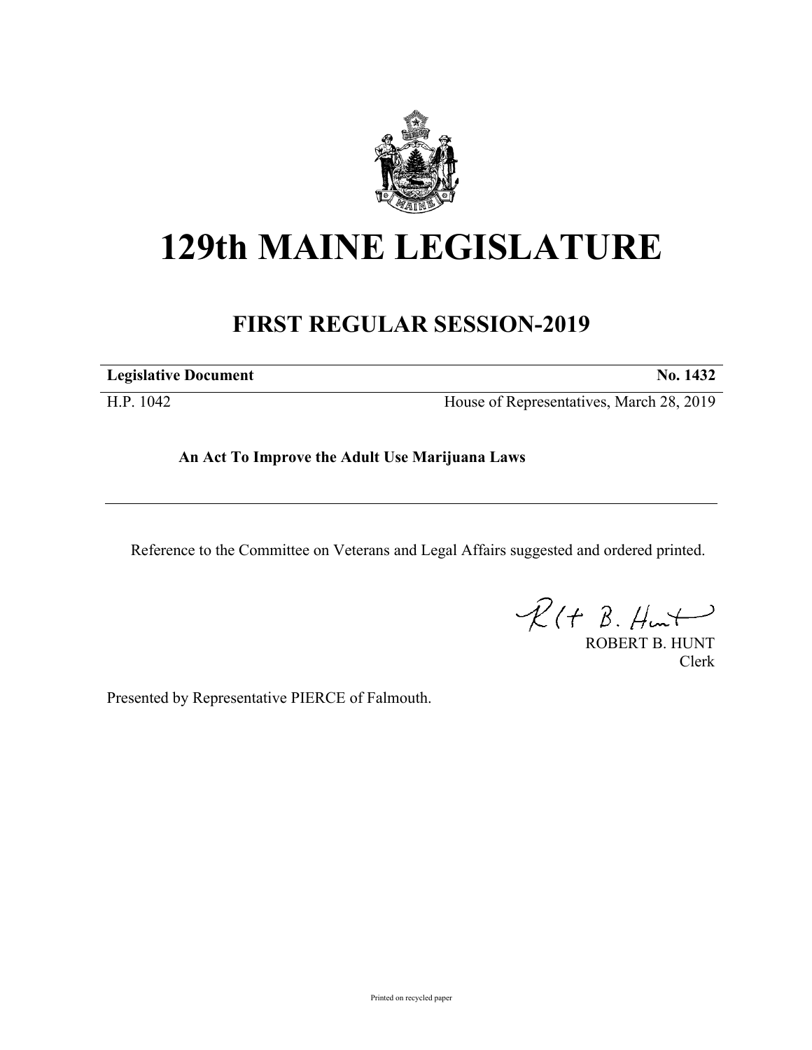# 129th MAINE LEGISLATURE

## FIRST REGULAR SESSION-2019

| **Legislative Document** | **No. 1432** |
|---|---|
| H.P. 1042 | House of Representatives, March 28, 2019 |

**An Act To Improve the Adult Use Marijuana Laws**

---

Reference to the Committee on Veterans and Legal Affairs suggested and ordered printed.

ROBERT B. HUNT
Clerk

Presented by Representative PIERCE of Falmouth.

Printed on recycled paper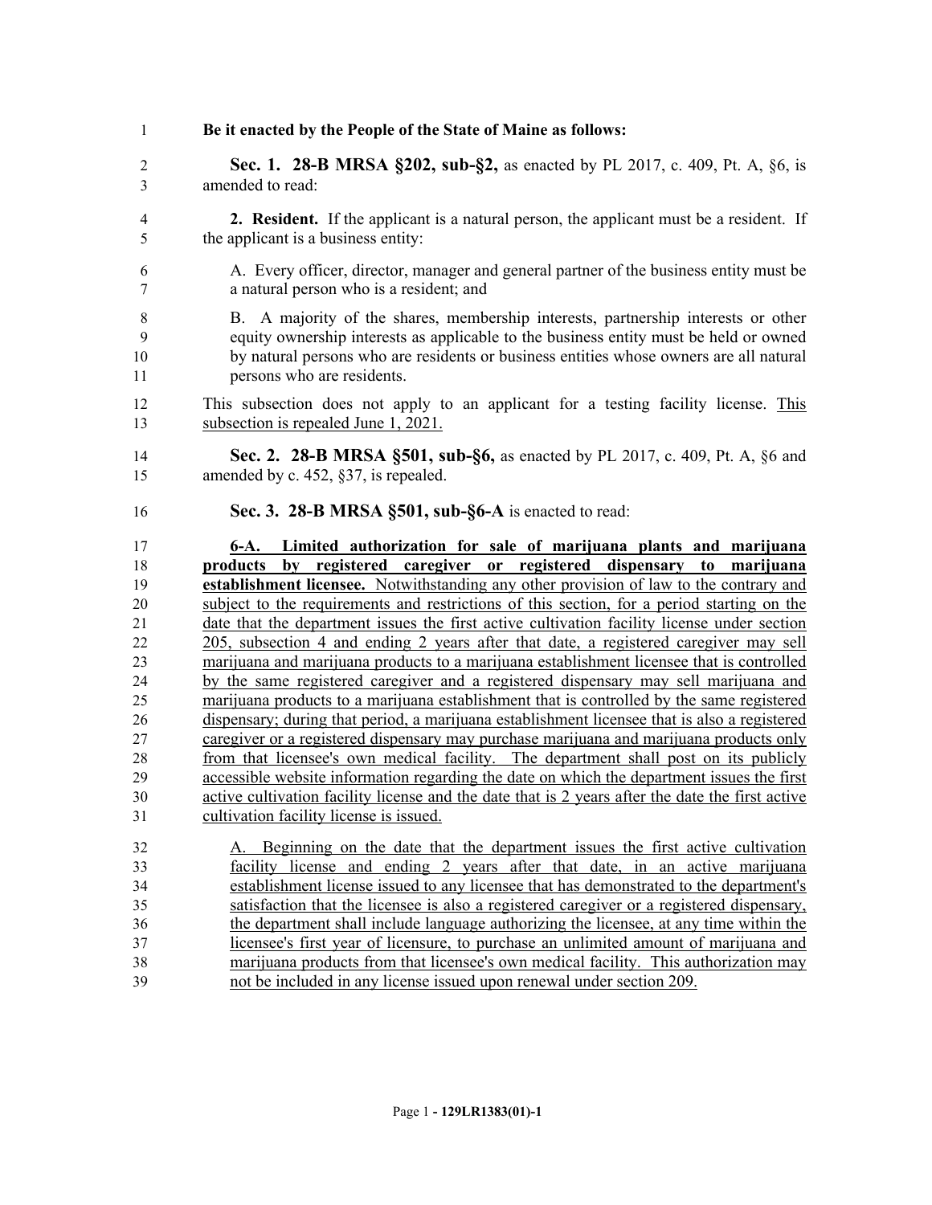**Be it enacted by the People of the State of Maine as follows:**

**Sec. 1. 28-B MRSA §202, sub-§2,** as enacted by PL 2017, c. 409, Pt. A, §6, is amended to read:

**2. Resident.** If the applicant is a natural person, the applicant must be a resident. If the applicant is a business entity:

A. Every officer, director, manager and general partner of the business entity must be a natural person who is a resident; and

B. A majority of the shares, membership interests, partnership interests or other equity ownership interests as applicable to the business entity must be held or owned by natural persons who are residents or business entities whose owners are all natural persons who are residents.

This subsection does not apply to an applicant for a testing facility license. <u>This subsection is repealed June 1, 2021.</u>

**Sec. 2. 28-B MRSA §501, sub-§6,** as enacted by PL 2017, c. 409, Pt. A, §6 and amended by c. 452, §37, is repealed.

**Sec. 3. 28-B MRSA §501, sub-§6-A** is enacted to read:

<u>**6-A. Limited authorization for sale of marijuana plants and marijuana products by registered caregiver or registered dispensary to marijuana establishment licensee.** Notwithstanding any other provision of law to the contrary and subject to the requirements and restrictions of this section, for a period starting on the date that the department issues the first active cultivation facility license under section 205, subsection 4 and ending 2 years after that date, a registered caregiver may sell marijuana and marijuana products to a marijuana establishment licensee that is controlled by the same registered caregiver and a registered dispensary may sell marijuana and marijuana products to a marijuana establishment that is controlled by the same registered dispensary; during that period, a marijuana establishment licensee that is also a registered caregiver or a registered dispensary may purchase marijuana and marijuana products only from that licensee's own medical facility. The department shall post on its publicly accessible website information regarding the date on which the department issues the first active cultivation facility license and the date that is 2 years after the date the first active cultivation facility license is issued.</u>

<u>A. Beginning on the date that the department issues the first active cultivation facility license and ending 2 years after that date, in an active marijuana establishment license issued to any licensee that has demonstrated to the department's satisfaction that the licensee is also a registered caregiver or a registered dispensary, the department shall include language authorizing the licensee, at any time within the licensee's first year of licensure, to purchase an unlimited amount of marijuana and marijuana products from that licensee's own medical facility. This authorization may not be included in any license issued upon renewal under section 209.</u>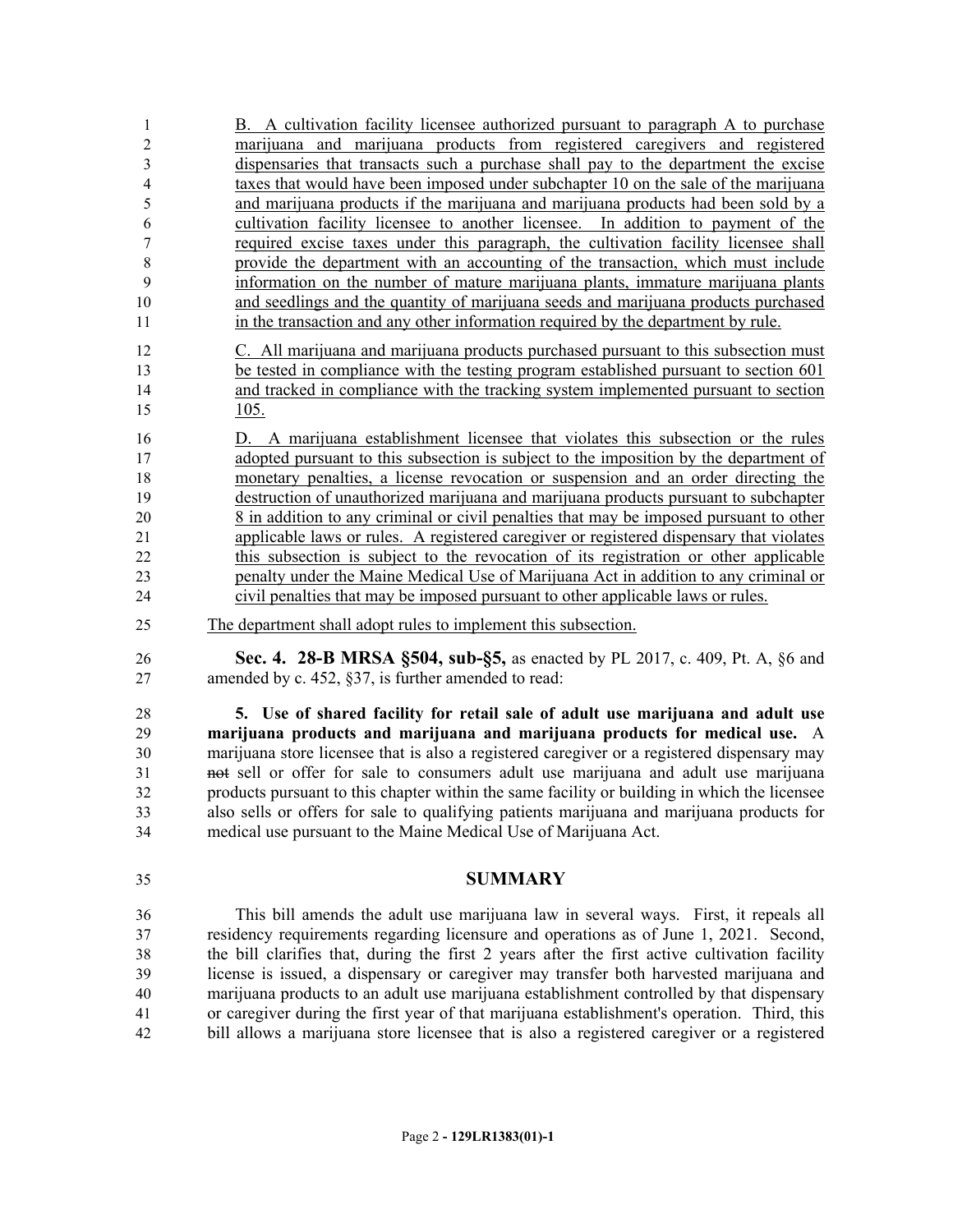B. A cultivation facility licensee authorized pursuant to paragraph A to purchase marijuana and marijuana products from registered caregivers and registered dispensaries that transacts such a purchase shall pay to the department the excise taxes that would have been imposed under subchapter 10 on the sale of the marijuana and marijuana products if the marijuana and marijuana products had been sold by a cultivation facility licensee to another licensee. In addition to payment of the required excise taxes under this paragraph, the cultivation facility licensee shall provide the department with an accounting of the transaction, which must include information on the number of mature marijuana plants, immature marijuana plants and seedlings and the quantity of marijuana seeds and marijuana products purchased in the transaction and any other information required by the department by rule.

C. All marijuana and marijuana products purchased pursuant to this subsection must be tested in compliance with the testing program established pursuant to section 601 and tracked in compliance with the tracking system implemented pursuant to section 105.

D. A marijuana establishment licensee that violates this subsection or the rules adopted pursuant to this subsection is subject to the imposition by the department of monetary penalties, a license revocation or suspension and an order directing the destruction of unauthorized marijuana and marijuana products pursuant to subchapter 8 in addition to any criminal or civil penalties that may be imposed pursuant to other applicable laws or rules. A registered caregiver or registered dispensary that violates this subsection is subject to the revocation of its registration or other applicable penalty under the Maine Medical Use of Marijuana Act in addition to any criminal or civil penalties that may be imposed pursuant to other applicable laws or rules.

The department shall adopt rules to implement this subsection.

**Sec. 4. 28-B MRSA §504, sub-§5,** as enacted by PL 2017, c. 409, Pt. A, §6 and amended by c. 452, §37, is further amended to read:

**5. Use of shared facility for retail sale of adult use marijuana and adult use marijuana products and marijuana and marijuana products for medical use.** A marijuana store licensee that is also a registered caregiver or a registered dispensary may ~~not~~ sell or offer for sale to consumers adult use marijuana and adult use marijuana products pursuant to this chapter within the same facility or building in which the licensee also sells or offers for sale to qualifying patients marijuana and marijuana products for medical use pursuant to the Maine Medical Use of Marijuana Act.

## SUMMARY

This bill amends the adult use marijuana law in several ways. First, it repeals all residency requirements regarding licensure and operations as of June 1, 2021. Second, the bill clarifies that, during the first 2 years after the first active cultivation facility license is issued, a dispensary or caregiver may transfer both harvested marijuana and marijuana products to an adult use marijuana establishment controlled by that dispensary or caregiver during the first year of that marijuana establishment's operation. Third, this bill allows a marijuana store licensee that is also a registered caregiver or a registered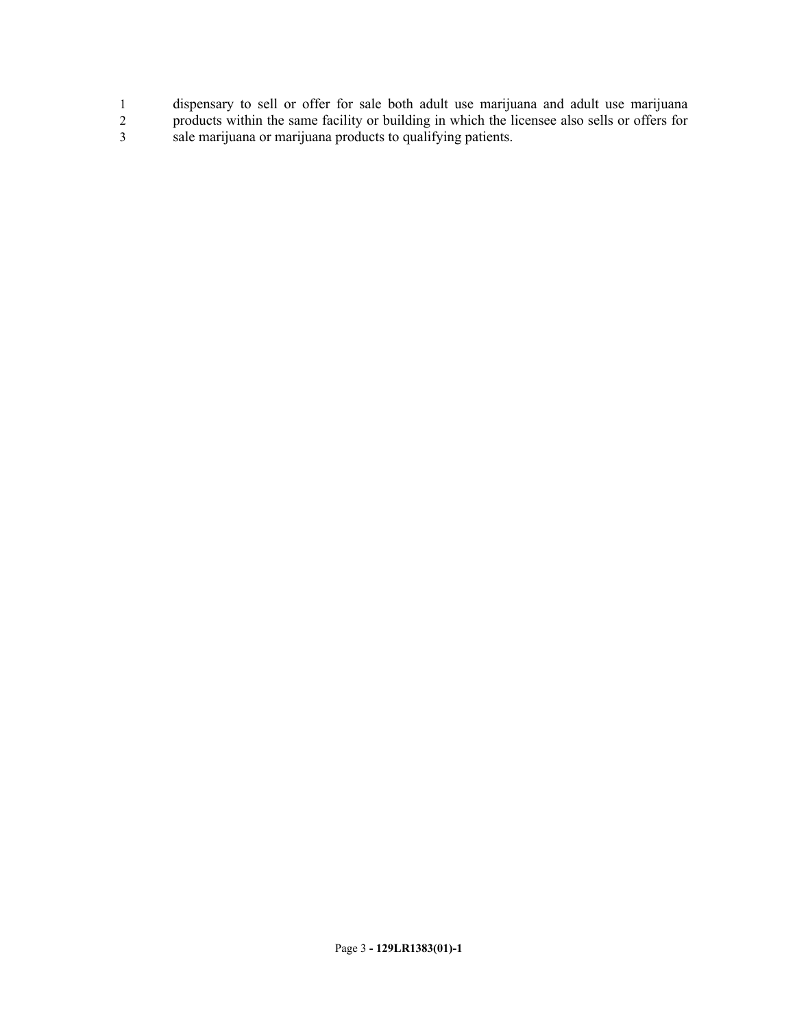dispensary to sell or offer for sale both adult use marijuana and adult use marijuana products within the same facility or building in which the licensee also sells or offers for sale marijuana or marijuana products to qualifying patients.